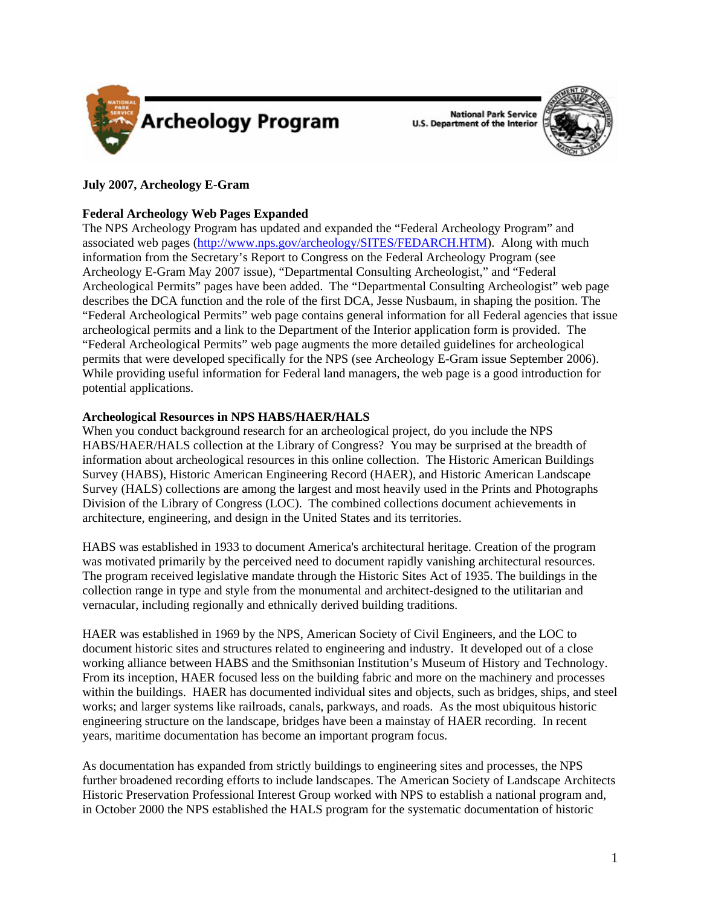# Archeology Program

National Park Service
U.S. Department of the Interior

**July 2007, Archeology E-Gram**

**Federal Archeology Web Pages Expanded**

The NPS Archeology Program has updated and expanded the "Federal Archeology Program" and associated web pages (http://www.nps.gov/archeology/SITES/FEDARCH.HTM). Along with much information from the Secretary's Report to Congress on the Federal Archeology Program (see Archeology E-Gram May 2007 issue), "Departmental Consulting Archeologist," and "Federal Archeological Permits" pages have been added. The "Departmental Consulting Archeologist" web page describes the DCA function and the role of the first DCA, Jesse Nusbaum, in shaping the position. The "Federal Archeological Permits" web page contains general information for all Federal agencies that issue archeological permits and a link to the Department of the Interior application form is provided. The "Federal Archeological Permits" web page augments the more detailed guidelines for archeological permits that were developed specifically for the NPS (see Archeology E-Gram issue September 2006). While providing useful information for Federal land managers, the web page is a good introduction for potential applications.

**Archeological Resources in NPS HABS/HAER/HALS**

When you conduct background research for an archeological project, do you include the NPS HABS/HAER/HALS collection at the Library of Congress? You may be surprised at the breadth of information about archeological resources in this online collection. The Historic American Buildings Survey (HABS), Historic American Engineering Record (HAER), and Historic American Landscape Survey (HALS) collections are among the largest and most heavily used in the Prints and Photographs Division of the Library of Congress (LOC). The combined collections document achievements in architecture, engineering, and design in the United States and its territories.

HABS was established in 1933 to document America's architectural heritage. Creation of the program was motivated primarily by the perceived need to document rapidly vanishing architectural resources. The program received legislative mandate through the Historic Sites Act of 1935. The buildings in the collection range in type and style from the monumental and architect-designed to the utilitarian and vernacular, including regionally and ethnically derived building traditions.

HAER was established in 1969 by the NPS, American Society of Civil Engineers, and the LOC to document historic sites and structures related to engineering and industry. It developed out of a close working alliance between HABS and the Smithsonian Institution's Museum of History and Technology. From its inception, HAER focused less on the building fabric and more on the machinery and processes within the buildings. HAER has documented individual sites and objects, such as bridges, ships, and steel works; and larger systems like railroads, canals, parkways, and roads. As the most ubiquitous historic engineering structure on the landscape, bridges have been a mainstay of HAER recording. In recent years, maritime documentation has become an important program focus.

As documentation has expanded from strictly buildings to engineering sites and processes, the NPS further broadened recording efforts to include landscapes. The American Society of Landscape Architects Historic Preservation Professional Interest Group worked with NPS to establish a national program and, in October 2000 the NPS established the HALS program for the systematic documentation of historic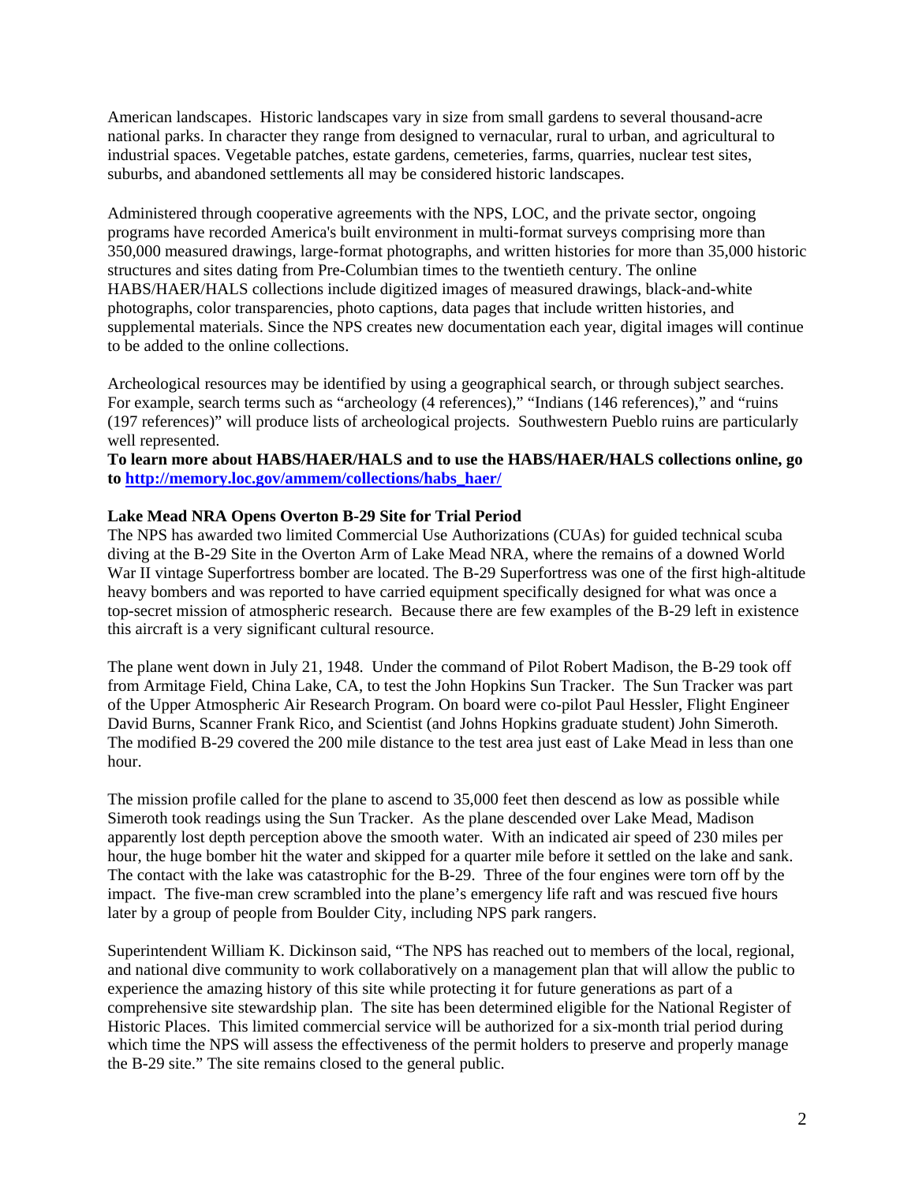American landscapes. Historic landscapes vary in size from small gardens to several thousand-acre national parks. In character they range from designed to vernacular, rural to urban, and agricultural to industrial spaces. Vegetable patches, estate gardens, cemeteries, farms, quarries, nuclear test sites, suburbs, and abandoned settlements all may be considered historic landscapes.

Administered through cooperative agreements with the NPS, LOC, and the private sector, ongoing programs have recorded America's built environment in multi-format surveys comprising more than 350,000 measured drawings, large-format photographs, and written histories for more than 35,000 historic structures and sites dating from Pre-Columbian times to the twentieth century. The online HABS/HAER/HALS collections include digitized images of measured drawings, black-and-white photographs, color transparencies, photo captions, data pages that include written histories, and supplemental materials. Since the NPS creates new documentation each year, digital images will continue to be added to the online collections.

Archeological resources may be identified by using a geographical search, or through subject searches. For example, search terms such as "archeology (4 references)," "Indians (146 references)," and "ruins (197 references)" will produce lists of archeological projects. Southwestern Pueblo ruins are particularly well represented.

**To learn more about HABS/HAER/HALS and to use the HABS/HAER/HALS collections online, go to http://memory.loc.gov/ammem/collections/habs_haer/**

**Lake Mead NRA Opens Overton B-29 Site for Trial Period**

The NPS has awarded two limited Commercial Use Authorizations (CUAs) for guided technical scuba diving at the B-29 Site in the Overton Arm of Lake Mead NRA, where the remains of a downed World War II vintage Superfortress bomber are located. The B-29 Superfortress was one of the first high-altitude heavy bombers and was reported to have carried equipment specifically designed for what was once a top-secret mission of atmospheric research. Because there are few examples of the B-29 left in existence this aircraft is a very significant cultural resource.

The plane went down in July 21, 1948. Under the command of Pilot Robert Madison, the B-29 took off from Armitage Field, China Lake, CA, to test the John Hopkins Sun Tracker. The Sun Tracker was part of the Upper Atmospheric Air Research Program. On board were co-pilot Paul Hessler, Flight Engineer David Burns, Scanner Frank Rico, and Scientist (and Johns Hopkins graduate student) John Simeroth. The modified B-29 covered the 200 mile distance to the test area just east of Lake Mead in less than one hour.

The mission profile called for the plane to ascend to 35,000 feet then descend as low as possible while Simeroth took readings using the Sun Tracker. As the plane descended over Lake Mead, Madison apparently lost depth perception above the smooth water. With an indicated air speed of 230 miles per hour, the huge bomber hit the water and skipped for a quarter mile before it settled on the lake and sank. The contact with the lake was catastrophic for the B-29. Three of the four engines were torn off by the impact. The five-man crew scrambled into the plane's emergency life raft and was rescued five hours later by a group of people from Boulder City, including NPS park rangers.

Superintendent William K. Dickinson said, "The NPS has reached out to members of the local, regional, and national dive community to work collaboratively on a management plan that will allow the public to experience the amazing history of this site while protecting it for future generations as part of a comprehensive site stewardship plan. The site has been determined eligible for the National Register of Historic Places. This limited commercial service will be authorized for a six-month trial period during which time the NPS will assess the effectiveness of the permit holders to preserve and properly manage the B-29 site." The site remains closed to the general public.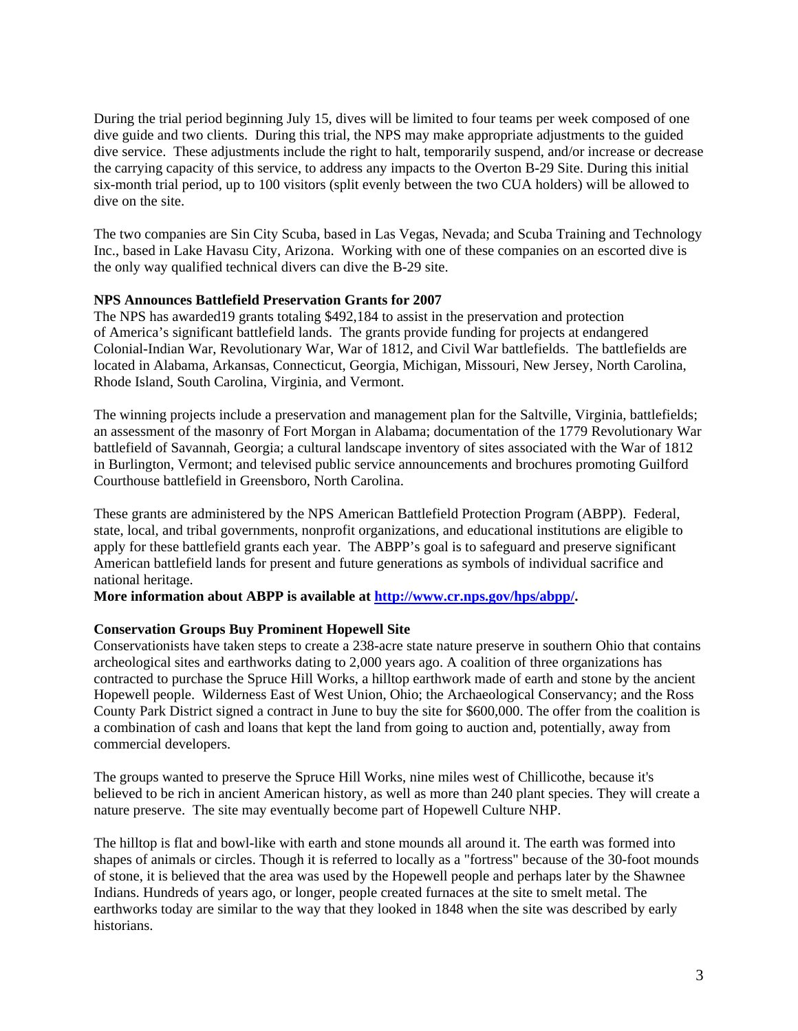During the trial period beginning July 15, dives will be limited to four teams per week composed of one dive guide and two clients. During this trial, the NPS may make appropriate adjustments to the guided dive service. These adjustments include the right to halt, temporarily suspend, and/or increase or decrease the carrying capacity of this service, to address any impacts to the Overton B-29 Site. During this initial six-month trial period, up to 100 visitors (split evenly between the two CUA holders) will be allowed to dive on the site.

The two companies are Sin City Scuba, based in Las Vegas, Nevada; and Scuba Training and Technology Inc., based in Lake Havasu City, Arizona. Working with one of these companies on an escorted dive is the only way qualified technical divers can dive the B-29 site.

**NPS Announces Battlefield Preservation Grants for 2007**

The NPS has awarded19 grants totaling $492,184 to assist in the preservation and protection of America's significant battlefield lands. The grants provide funding for projects at endangered Colonial-Indian War, Revolutionary War, War of 1812, and Civil War battlefields. The battlefields are located in Alabama, Arkansas, Connecticut, Georgia, Michigan, Missouri, New Jersey, North Carolina, Rhode Island, South Carolina, Virginia, and Vermont.

The winning projects include a preservation and management plan for the Saltville, Virginia, battlefields; an assessment of the masonry of Fort Morgan in Alabama; documentation of the 1779 Revolutionary War battlefield of Savannah, Georgia; a cultural landscape inventory of sites associated with the War of 1812 in Burlington, Vermont; and televised public service announcements and brochures promoting Guilford Courthouse battlefield in Greensboro, North Carolina.

These grants are administered by the NPS American Battlefield Protection Program (ABPP). Federal, state, local, and tribal governments, nonprofit organizations, and educational institutions are eligible to apply for these battlefield grants each year. The ABPP's goal is to safeguard and preserve significant American battlefield lands for present and future generations as symbols of individual sacrifice and national heritage.

**More information about ABPP is available at [http://www.cr.nps.gov/hps/abpp/](http://www.cr.nps.gov/hps/abpp/).**

**Conservation Groups Buy Prominent Hopewell Site**

Conservationists have taken steps to create a 238-acre state nature preserve in southern Ohio that contains archeological sites and earthworks dating to 2,000 years ago. A coalition of three organizations has contracted to purchase the Spruce Hill Works, a hilltop earthwork made of earth and stone by the ancient Hopewell people. Wilderness East of West Union, Ohio; the Archaeological Conservancy; and the Ross County Park District signed a contract in June to buy the site for $600,000. The offer from the coalition is a combination of cash and loans that kept the land from going to auction and, potentially, away from commercial developers.

The groups wanted to preserve the Spruce Hill Works, nine miles west of Chillicothe, because it's believed to be rich in ancient American history, as well as more than 240 plant species. They will create a nature preserve. The site may eventually become part of Hopewell Culture NHP.

The hilltop is flat and bowl-like with earth and stone mounds all around it. The earth was formed into shapes of animals or circles. Though it is referred to locally as a "fortress" because of the 30-foot mounds of stone, it is believed that the area was used by the Hopewell people and perhaps later by the Shawnee Indians. Hundreds of years ago, or longer, people created furnaces at the site to smelt metal. The earthworks today are similar to the way that they looked in 1848 when the site was described by early historians.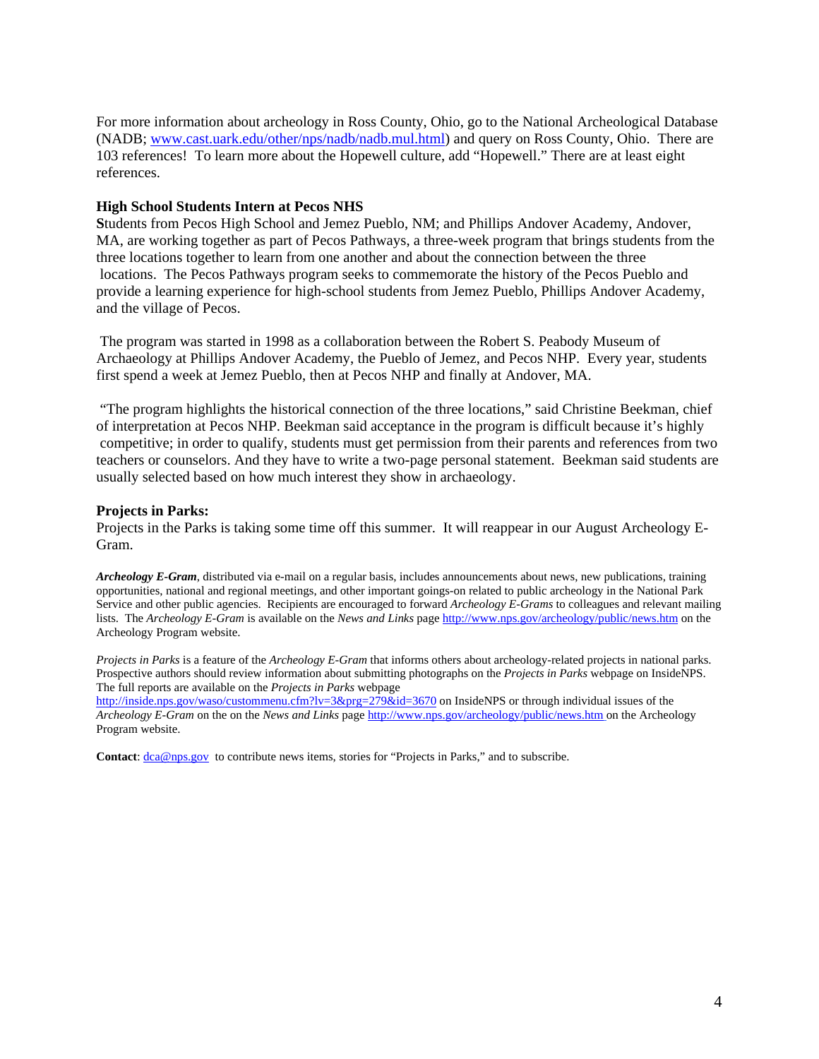For more information about archeology in Ross County, Ohio, go to the National Archeological Database (NADB; [www.cast.uark.edu/other/nps/nadb/nadb.mul.html](www.cast.uark.edu/other/nps/nadb/nadb.mul.html)) and query on Ross County, Ohio. There are 103 references! To learn more about the Hopewell culture, add "Hopewell." There are at least eight references.

### High School Students Intern at Pecos NHS

**S**tudents from Pecos High School and Jemez Pueblo, NM; and Phillips Andover Academy, Andover, MA, are working together as part of Pecos Pathways, a three-week program that brings students from the three locations together to learn from one another and about the connection between the three locations. The Pecos Pathways program seeks to commemorate the history of the Pecos Pueblo and provide a learning experience for high-school students from Jemez Pueblo, Phillips Andover Academy, and the village of Pecos.

The program was started in 1998 as a collaboration between the Robert S. Peabody Museum of Archaeology at Phillips Andover Academy, the Pueblo of Jemez, and Pecos NHP. Every year, students first spend a week at Jemez Pueblo, then at Pecos NHP and finally at Andover, MA.

"The program highlights the historical connection of the three locations," said Christine Beekman, chief of interpretation at Pecos NHP. Beekman said acceptance in the program is difficult because it's highly competitive; in order to qualify, students must get permission from their parents and references from two teachers or counselors. And they have to write a two-page personal statement. Beekman said students are usually selected based on how much interest they show in archaeology.

### Projects in Parks:

Projects in the Parks is taking some time off this summer. It will reappear in our August Archeology E-Gram.

***Archeology E-Gram***, distributed via e-mail on a regular basis, includes announcements about news, new publications, training opportunities, national and regional meetings, and other important goings-on related to public archeology in the National Park Service and other public agencies. Recipients are encouraged to forward *Archeology E-Grams* to colleagues and relevant mailing lists. The *Archeology E-Gram* is available on the *News and Links* page [http://www.nps.gov/archeology/public/news.htm](http://www.nps.gov/archeology/public/news.htm) on the Archeology Program website.

*Projects in Parks* is a feature of the *Archeology E-Gram* that informs others about archeology-related projects in national parks. Prospective authors should review information about submitting photographs on the *Projects in Parks* webpage on InsideNPS. The full reports are available on the *Projects in Parks* webpage [http://inside.nps.gov/waso/custommenu.cfm?lv=3&prg=279&id=3670](http://inside.nps.gov/waso/custommenu.cfm?lv=3&prg=279&id=3670) on InsideNPS or through individual issues of the *Archeology E-Gram* on the on the *News and Links* page [http://www.nps.gov/archeology/public/news.htm](http://www.nps.gov/archeology/public/news.htm) on the Archeology Program website.

**Contact**: [dca@nps.gov](mailto:dca@nps.gov) to contribute news items, stories for "Projects in Parks," and to subscribe.